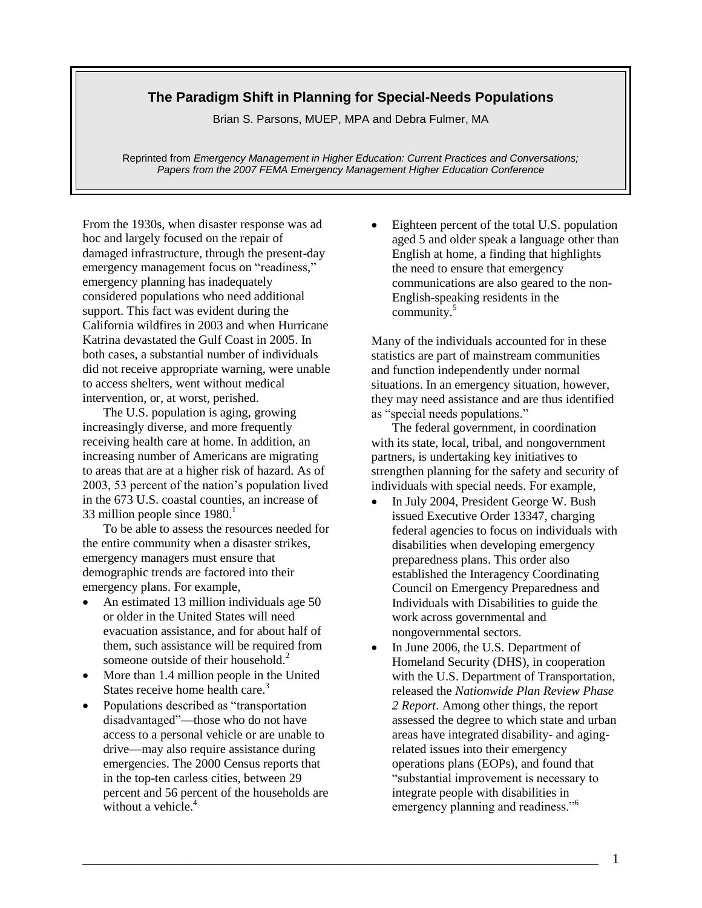# The Paradigm Shift in Planning for Special-Needs Populations

Brian S. Parsons, MUEP, MPA and Debra Fulmer, MA

Reprinted from *Emergency Management in Higher Education: Current Practices and Conversations; Papers from the 2007 FEMA Emergency Management Higher Education Conference*

From the 1930s, when disaster response was ad hoc and largely focused on the repair of damaged infrastructure, through the present-day emergency management focus on "readiness," emergency planning has inadequately considered populations who need additional support. This fact was evident during the California wildfires in 2003 and when Hurricane Katrina devastated the Gulf Coast in 2005. In both cases, a substantial number of individuals did not receive appropriate warning, were unable to access shelters, went without medical intervention, or, at worst, perished.

The U.S. population is aging, growing increasingly diverse, and more frequently receiving health care at home. In addition, an increasing number of Americans are migrating to areas that are at a higher risk of hazard. As of 2003, 53 percent of the nation's population lived in the 673 U.S. coastal counties, an increase of 33 million people since 1980.[1]

To be able to assess the resources needed for the entire community when a disaster strikes, emergency managers must ensure that demographic trends are factored into their emergency plans. For example,

- An estimated 13 million individuals age 50 or older in the United States will need evacuation assistance, and for about half of them, such assistance will be required from someone outside of their household.[2]
- More than 1.4 million people in the United States receive home health care.[3]
- Populations described as "transportation disadvantaged"—those who do not have access to a personal vehicle or are unable to drive—may also require assistance during emergencies. The 2000 Census reports that in the top-ten carless cities, between 29 percent and 56 percent of the households are without a vehicle.[4]
- Eighteen percent of the total U.S. population aged 5 and older speak a language other than English at home, a finding that highlights the need to ensure that emergency communications are also geared to the non-English-speaking residents in the community.[5]

Many of the individuals accounted for in these statistics are part of mainstream communities and function independently under normal situations. In an emergency situation, however, they may need assistance and are thus identified as "special needs populations."

The federal government, in coordination with its state, local, tribal, and nongovernment partners, is undertaking key initiatives to strengthen planning for the safety and security of individuals with special needs. For example,

- In July 2004, President George W. Bush issued Executive Order 13347, charging federal agencies to focus on individuals with disabilities when developing emergency preparedness plans. This order also established the Interagency Coordinating Council on Emergency Preparedness and Individuals with Disabilities to guide the work across governmental and nongovernmental sectors.
- In June 2006, the U.S. Department of Homeland Security (DHS), in cooperation with the U.S. Department of Transportation, released the *Nationwide Plan Review Phase 2 Report*. Among other things, the report assessed the degree to which state and urban areas have integrated disability- and aging-related issues into their emergency operations plans (EOPs), and found that "substantial improvement is necessary to integrate people with disabilities in emergency planning and readiness."[6]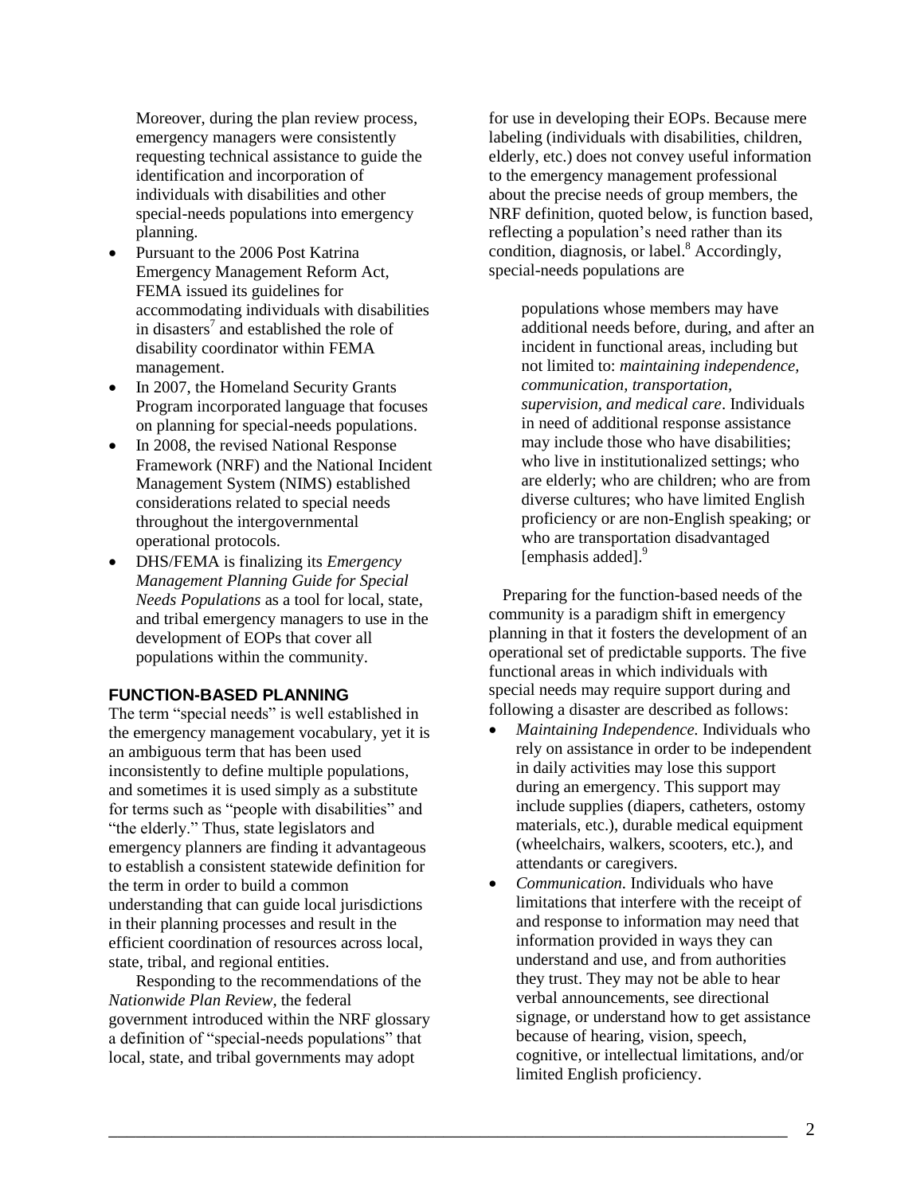Moreover, during the plan review process, emergency managers were consistently requesting technical assistance to guide the identification and incorporation of individuals with disabilities and other special-needs populations into emergency planning.

- Pursuant to the 2006 Post Katrina Emergency Management Reform Act, FEMA issued its guidelines for accommodating individuals with disabilities in disasters[7] and established the role of disability coordinator within FEMA management.
- In 2007, the Homeland Security Grants Program incorporated language that focuses on planning for special-needs populations.
- In 2008, the revised National Response Framework (NRF) and the National Incident Management System (NIMS) established considerations related to special needs throughout the intergovernmental operational protocols.
- DHS/FEMA is finalizing its *Emergency Management Planning Guide for Special Needs Populations* as a tool for local, state, and tribal emergency managers to use in the development of EOPs that cover all populations within the community.

## FUNCTION-BASED PLANNING

The term "special needs" is well established in the emergency management vocabulary, yet it is an ambiguous term that has been used inconsistently to define multiple populations, and sometimes it is used simply as a substitute for terms such as "people with disabilities" and "the elderly." Thus, state legislators and emergency planners are finding it advantageous to establish a consistent statewide definition for the term in order to build a common understanding that can guide local jurisdictions in their planning processes and result in the efficient coordination of resources across local, state, tribal, and regional entities.

Responding to the recommendations of the *Nationwide Plan Review*, the federal government introduced within the NRF glossary a definition of "special-needs populations" that local, state, and tribal governments may adopt for use in developing their EOPs. Because mere labeling (individuals with disabilities, children, elderly, etc.) does not convey useful information to the emergency management professional about the precise needs of group members, the NRF definition, quoted below, is function based, reflecting a population's need rather than its condition, diagnosis, or label.[8] Accordingly, special-needs populations are

> populations whose members may have additional needs before, during, and after an incident in functional areas, including but not limited to: *maintaining independence, communication, transportation, supervision, and medical care*. Individuals in need of additional response assistance may include those who have disabilities; who live in institutionalized settings; who are elderly; who are children; who are from diverse cultures; who have limited English proficiency or are non-English speaking; or who are transportation disadvantaged [emphasis added].[9]

Preparing for the function-based needs of the community is a paradigm shift in emergency planning in that it fosters the development of an operational set of predictable supports. The five functional areas in which individuals with special needs may require support during and following a disaster are described as follows:

- *Maintaining Independence.* Individuals who rely on assistance in order to be independent in daily activities may lose this support during an emergency. This support may include supplies (diapers, catheters, ostomy materials, etc.), durable medical equipment (wheelchairs, walkers, scooters, etc.), and attendants or caregivers.
- *Communication.* Individuals who have limitations that interfere with the receipt of and response to information may need that information provided in ways they can understand and use, and from authorities they trust. They may not be able to hear verbal announcements, see directional signage, or understand how to get assistance because of hearing, vision, speech, cognitive, or intellectual limitations, and/or limited English proficiency.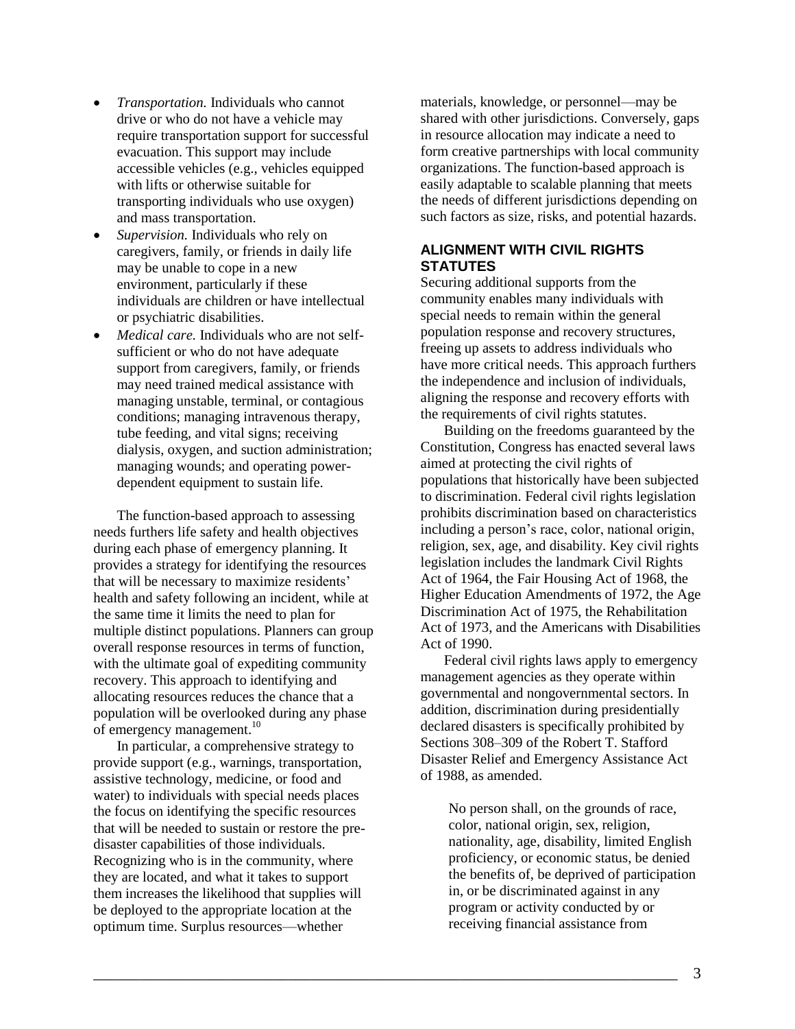- *Transportation.* Individuals who cannot drive or who do not have a vehicle may require transportation support for successful evacuation. This support may include accessible vehicles (e.g., vehicles equipped with lifts or otherwise suitable for transporting individuals who use oxygen) and mass transportation.
- *Supervision.* Individuals who rely on caregivers, family, or friends in daily life may be unable to cope in a new environment, particularly if these individuals are children or have intellectual or psychiatric disabilities.
- *Medical care.* Individuals who are not self-sufficient or who do not have adequate support from caregivers, family, or friends may need trained medical assistance with managing unstable, terminal, or contagious conditions; managing intravenous therapy, tube feeding, and vital signs; receiving dialysis, oxygen, and suction administration; managing wounds; and operating power-dependent equipment to sustain life.

The function-based approach to assessing needs furthers life safety and health objectives during each phase of emergency planning. It provides a strategy for identifying the resources that will be necessary to maximize residents' health and safety following an incident, while at the same time it limits the need to plan for multiple distinct populations. Planners can group overall response resources in terms of function, with the ultimate goal of expediting community recovery. This approach to identifying and allocating resources reduces the chance that a population will be overlooked during any phase of emergency management.[10]

In particular, a comprehensive strategy to provide support (e.g., warnings, transportation, assistive technology, medicine, or food and water) to individuals with special needs places the focus on identifying the specific resources that will be needed to sustain or restore the pre-disaster capabilities of those individuals. Recognizing who is in the community, where they are located, and what it takes to support them increases the likelihood that supplies will be deployed to the appropriate location at the optimum time. Surplus resources—whether materials, knowledge, or personnel—may be shared with other jurisdictions. Conversely, gaps in resource allocation may indicate a need to form creative partnerships with local community organizations. The function-based approach is easily adaptable to scalable planning that meets the needs of different jurisdictions depending on such factors as size, risks, and potential hazards.

## ALIGNMENT WITH CIVIL RIGHTS STATUTES

Securing additional supports from the community enables many individuals with special needs to remain within the general population response and recovery structures, freeing up assets to address individuals who have more critical needs. This approach furthers the independence and inclusion of individuals, aligning the response and recovery efforts with the requirements of civil rights statutes.

Building on the freedoms guaranteed by the Constitution, Congress has enacted several laws aimed at protecting the civil rights of populations that historically have been subjected to discrimination. Federal civil rights legislation prohibits discrimination based on characteristics including a person's race, color, national origin, religion, sex, age, and disability. Key civil rights legislation includes the landmark Civil Rights Act of 1964, the Fair Housing Act of 1968, the Higher Education Amendments of 1972, the Age Discrimination Act of 1975, the Rehabilitation Act of 1973, and the Americans with Disabilities Act of 1990.

Federal civil rights laws apply to emergency management agencies as they operate within governmental and nongovernmental sectors. In addition, discrimination during presidentially declared disasters is specifically prohibited by Sections 308–309 of the Robert T. Stafford Disaster Relief and Emergency Assistance Act of 1988, as amended.

> No person shall, on the grounds of race, color, national origin, sex, religion, nationality, age, disability, limited English proficiency, or economic status, be denied the benefits of, be deprived of participation in, or be discriminated against in any program or activity conducted by or receiving financial assistance from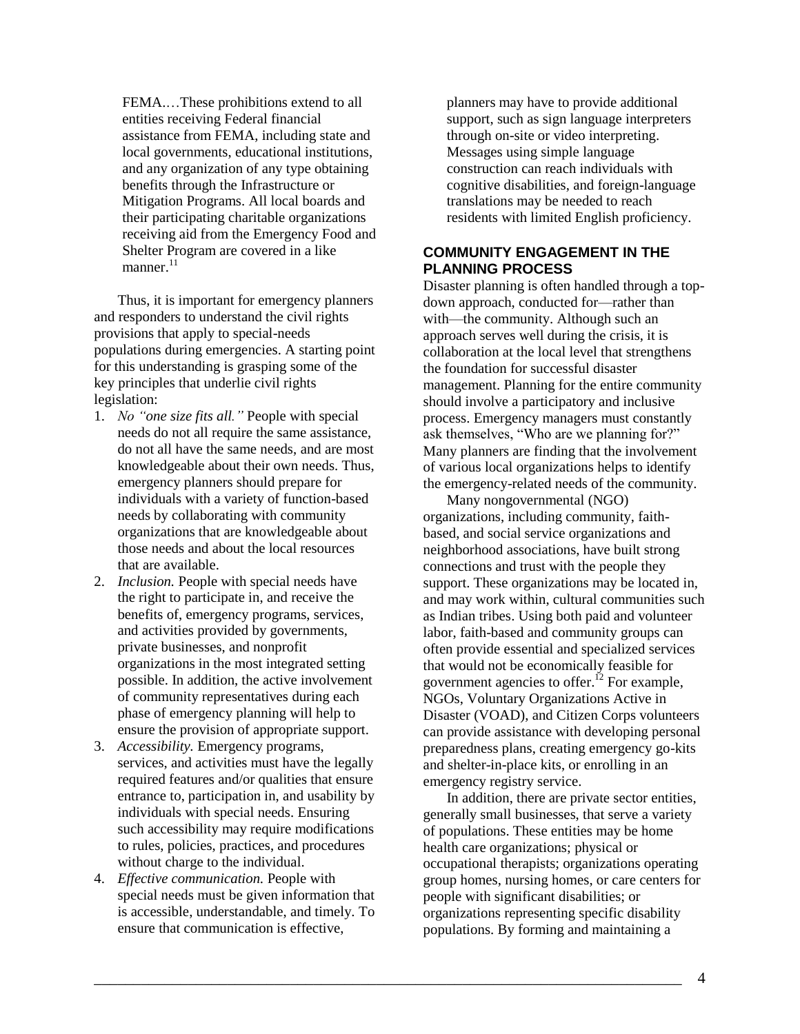FEMA.…These prohibitions extend to all entities receiving Federal financial assistance from FEMA, including state and local governments, educational institutions, and any organization of any type obtaining benefits through the Infrastructure or Mitigation Programs. All local boards and their participating charitable organizations receiving aid from the Emergency Food and Shelter Program are covered in a like manner.[11]

Thus, it is important for emergency planners and responders to understand the civil rights provisions that apply to special-needs populations during emergencies. A starting point for this understanding is grasping some of the key principles that underlie civil rights legislation:

1. *No "one size fits all."* People with special needs do not all require the same assistance, do not all have the same needs, and are most knowledgeable about their own needs. Thus, emergency planners should prepare for individuals with a variety of function-based needs by collaborating with community organizations that are knowledgeable about those needs and about the local resources that are available.
2. *Inclusion.* People with special needs have the right to participate in, and receive the benefits of, emergency programs, services, and activities provided by governments, private businesses, and nonprofit organizations in the most integrated setting possible. In addition, the active involvement of community representatives during each phase of emergency planning will help to ensure the provision of appropriate support.
3. *Accessibility.* Emergency programs, services, and activities must have the legally required features and/or qualities that ensure entrance to, participation in, and usability by individuals with special needs. Ensuring such accessibility may require modifications to rules, policies, practices, and procedures without charge to the individual.
4. *Effective communication.* People with special needs must be given information that is accessible, understandable, and timely. To ensure that communication is effective, planners may have to provide additional support, such as sign language interpreters through on-site or video interpreting. Messages using simple language construction can reach individuals with cognitive disabilities, and foreign-language translations may be needed to reach residents with limited English proficiency.

## COMMUNITY ENGAGEMENT IN THE PLANNING PROCESS

Disaster planning is often handled through a top-down approach, conducted for—rather than with—the community. Although such an approach serves well during the crisis, it is collaboration at the local level that strengthens the foundation for successful disaster management. Planning for the entire community should involve a participatory and inclusive process. Emergency managers must constantly ask themselves, "Who are we planning for?" Many planners are finding that the involvement of various local organizations helps to identify the emergency-related needs of the community.

Many nongovernmental (NGO) organizations, including community, faith-based, and social service organizations and neighborhood associations, have built strong connections and trust with the people they support. These organizations may be located in, and may work within, cultural communities such as Indian tribes. Using both paid and volunteer labor, faith-based and community groups can often provide essential and specialized services that would not be economically feasible for government agencies to offer.[12] For example, NGOs, Voluntary Organizations Active in Disaster (VOAD), and Citizen Corps volunteers can provide assistance with developing personal preparedness plans, creating emergency go-kits and shelter-in-place kits, or enrolling in an emergency registry service.

In addition, there are private sector entities, generally small businesses, that serve a variety of populations. These entities may be home health care organizations; physical or occupational therapists; organizations operating group homes, nursing homes, or care centers for people with significant disabilities; or organizations representing specific disability populations. By forming and maintaining a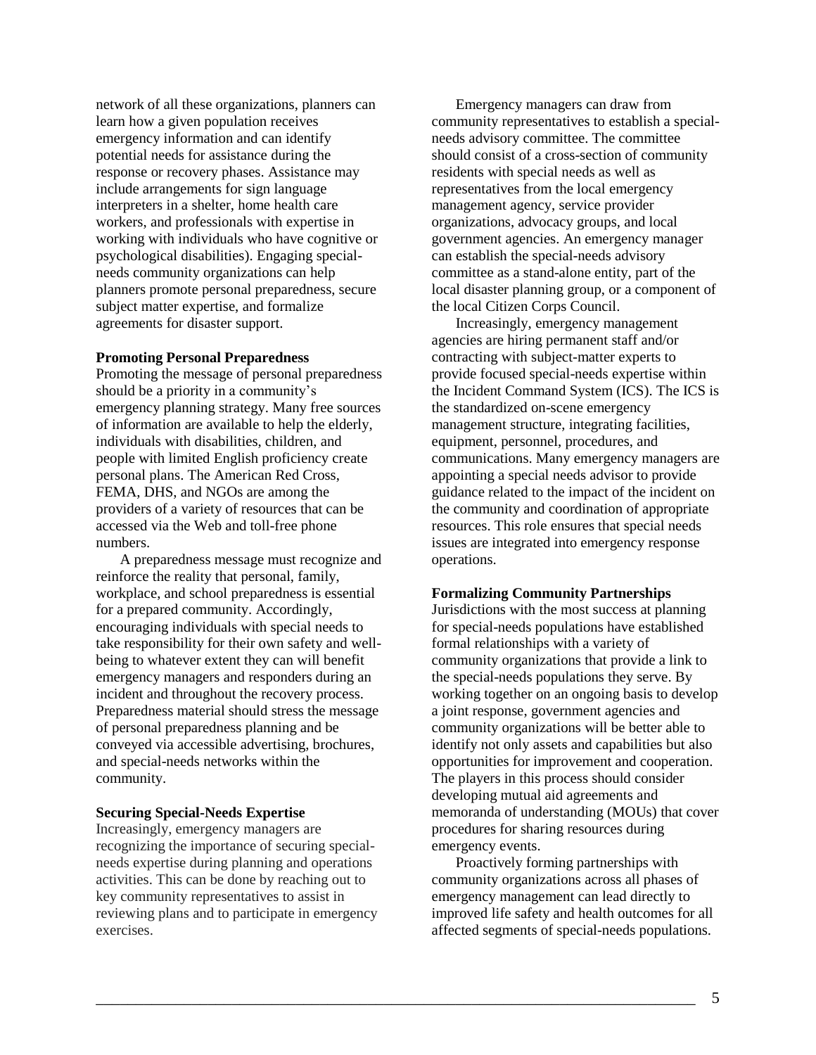network of all these organizations, planners can learn how a given population receives emergency information and can identify potential needs for assistance during the response or recovery phases. Assistance may include arrangements for sign language interpreters in a shelter, home health care workers, and professionals with expertise in working with individuals who have cognitive or psychological disabilities). Engaging special-needs community organizations can help planners promote personal preparedness, secure subject matter expertise, and formalize agreements for disaster support.

**Promoting Personal Preparedness**

Promoting the message of personal preparedness should be a priority in a community's emergency planning strategy. Many free sources of information are available to help the elderly, individuals with disabilities, children, and people with limited English proficiency create personal plans. The American Red Cross, FEMA, DHS, and NGOs are among the providers of a variety of resources that can be accessed via the Web and toll-free phone numbers.

A preparedness message must recognize and reinforce the reality that personal, family, workplace, and school preparedness is essential for a prepared community. Accordingly, encouraging individuals with special needs to take responsibility for their own safety and well-being to whatever extent they can will benefit emergency managers and responders during an incident and throughout the recovery process. Preparedness material should stress the message of personal preparedness planning and be conveyed via accessible advertising, brochures, and special-needs networks within the community.

**Securing Special-Needs Expertise**

Increasingly, emergency managers are recognizing the importance of securing special-needs expertise during planning and operations activities. This can be done by reaching out to key community representatives to assist in reviewing plans and to participate in emergency exercises.

Emergency managers can draw from community representatives to establish a special-needs advisory committee. The committee should consist of a cross-section of community residents with special needs as well as representatives from the local emergency management agency, service provider organizations, advocacy groups, and local government agencies. An emergency manager can establish the special-needs advisory committee as a stand-alone entity, part of the local disaster planning group, or a component of the local Citizen Corps Council.

Increasingly, emergency management agencies are hiring permanent staff and/or contracting with subject-matter experts to provide focused special-needs expertise within the Incident Command System (ICS). The ICS is the standardized on-scene emergency management structure, integrating facilities, equipment, personnel, procedures, and communications. Many emergency managers are appointing a special needs advisor to provide guidance related to the impact of the incident on the community and coordination of appropriate resources. This role ensures that special needs issues are integrated into emergency response operations.

**Formalizing Community Partnerships**

Jurisdictions with the most success at planning for special-needs populations have established formal relationships with a variety of community organizations that provide a link to the special-needs populations they serve. By working together on an ongoing basis to develop a joint response, government agencies and community organizations will be better able to identify not only assets and capabilities but also opportunities for improvement and cooperation. The players in this process should consider developing mutual aid agreements and memoranda of understanding (MOUs) that cover procedures for sharing resources during emergency events.

Proactively forming partnerships with community organizations across all phases of emergency management can lead directly to improved life safety and health outcomes for all affected segments of special-needs populations.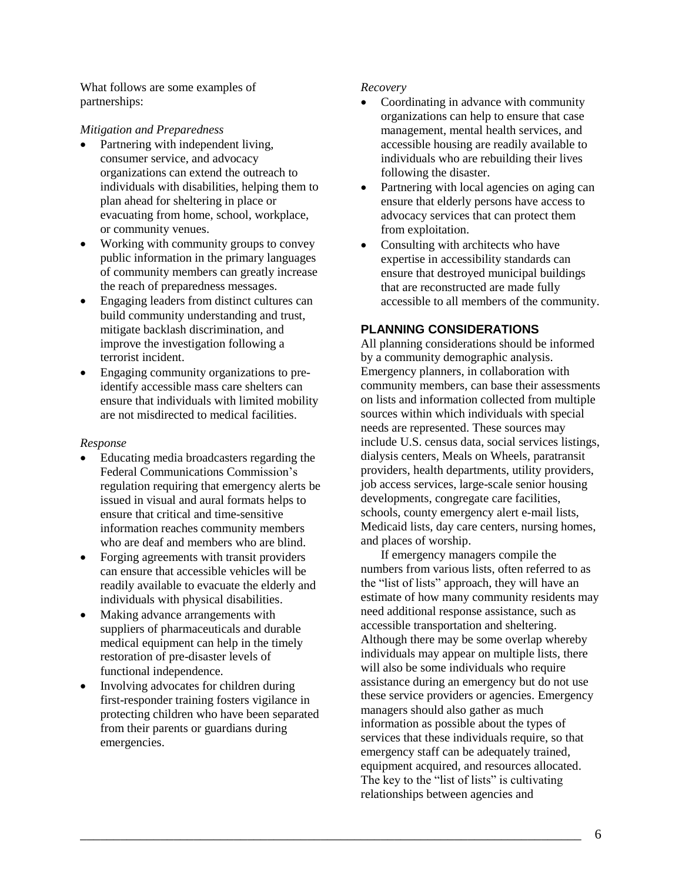What follows are some examples of partnerships:

*Mitigation and Preparedness*

- Partnering with independent living, consumer service, and advocacy organizations can extend the outreach to individuals with disabilities, helping them to plan ahead for sheltering in place or evacuating from home, school, workplace, or community venues.
- Working with community groups to convey public information in the primary languages of community members can greatly increase the reach of preparedness messages.
- Engaging leaders from distinct cultures can build community understanding and trust, mitigate backlash discrimination, and improve the investigation following a terrorist incident.
- Engaging community organizations to pre-identify accessible mass care shelters can ensure that individuals with limited mobility are not misdirected to medical facilities.

*Response*

- Educating media broadcasters regarding the Federal Communications Commission's regulation requiring that emergency alerts be issued in visual and aural formats helps to ensure that critical and time-sensitive information reaches community members who are deaf and members who are blind.
- Forging agreements with transit providers can ensure that accessible vehicles will be readily available to evacuate the elderly and individuals with physical disabilities.
- Making advance arrangements with suppliers of pharmaceuticals and durable medical equipment can help in the timely restoration of pre-disaster levels of functional independence.
- Involving advocates for children during first-responder training fosters vigilance in protecting children who have been separated from their parents or guardians during emergencies.

*Recovery*

- Coordinating in advance with community organizations can help to ensure that case management, mental health services, and accessible housing are readily available to individuals who are rebuilding their lives following the disaster.
- Partnering with local agencies on aging can ensure that elderly persons have access to advocacy services that can protect them from exploitation.
- Consulting with architects who have expertise in accessibility standards can ensure that destroyed municipal buildings that are reconstructed are made fully accessible to all members of the community.

## PLANNING CONSIDERATIONS

All planning considerations should be informed by a community demographic analysis. Emergency planners, in collaboration with community members, can base their assessments on lists and information collected from multiple sources within which individuals with special needs are represented. These sources may include U.S. census data, social services listings, dialysis centers, Meals on Wheels, paratransit providers, health departments, utility providers, job access services, large-scale senior housing developments, congregate care facilities, schools, county emergency alert e-mail lists, Medicaid lists, day care centers, nursing homes, and places of worship.

If emergency managers compile the numbers from various lists, often referred to as the "list of lists" approach, they will have an estimate of how many community residents may need additional response assistance, such as accessible transportation and sheltering. Although there may be some overlap whereby individuals may appear on multiple lists, there will also be some individuals who require assistance during an emergency but do not use these service providers or agencies. Emergency managers should also gather as much information as possible about the types of services that these individuals require, so that emergency staff can be adequately trained, equipment acquired, and resources allocated. The key to the "list of lists" is cultivating relationships between agencies and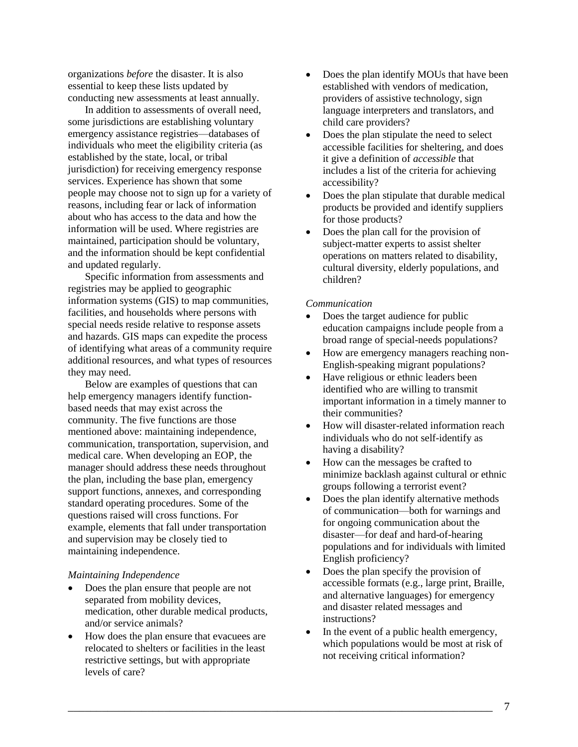organizations *before* the disaster. It is also essential to keep these lists updated by conducting new assessments at least annually.

In addition to assessments of overall need, some jurisdictions are establishing voluntary emergency assistance registries—databases of individuals who meet the eligibility criteria (as established by the state, local, or tribal jurisdiction) for receiving emergency response services. Experience has shown that some people may choose not to sign up for a variety of reasons, including fear or lack of information about who has access to the data and how the information will be used. Where registries are maintained, participation should be voluntary, and the information should be kept confidential and updated regularly.

Specific information from assessments and registries may be applied to geographic information systems (GIS) to map communities, facilities, and households where persons with special needs reside relative to response assets and hazards. GIS maps can expedite the process of identifying what areas of a community require additional resources, and what types of resources they may need.

Below are examples of questions that can help emergency managers identify function-based needs that may exist across the community. The five functions are those mentioned above: maintaining independence, communication, transportation, supervision, and medical care. When developing an EOP, the manager should address these needs throughout the plan, including the base plan, emergency support functions, annexes, and corresponding standard operating procedures. Some of the questions raised will cross functions. For example, elements that fall under transportation and supervision may be closely tied to maintaining independence.

*Maintaining Independence*

- Does the plan ensure that people are not separated from mobility devices, medication, other durable medical products, and/or service animals?
- How does the plan ensure that evacuees are relocated to shelters or facilities in the least restrictive settings, but with appropriate levels of care?
- Does the plan identify MOUs that have been established with vendors of medication, providers of assistive technology, sign language interpreters and translators, and child care providers?
- Does the plan stipulate the need to select accessible facilities for sheltering, and does it give a definition of *accessible* that includes a list of the criteria for achieving accessibility?
- Does the plan stipulate that durable medical products be provided and identify suppliers for those products?
- Does the plan call for the provision of subject-matter experts to assist shelter operations on matters related to disability, cultural diversity, elderly populations, and children?

*Communication*

- Does the target audience for public education campaigns include people from a broad range of special-needs populations?
- How are emergency managers reaching non-English-speaking migrant populations?
- Have religious or ethnic leaders been identified who are willing to transmit important information in a timely manner to their communities?
- How will disaster-related information reach individuals who do not self-identify as having a disability?
- How can the messages be crafted to minimize backlash against cultural or ethnic groups following a terrorist event?
- Does the plan identify alternative methods of communication—both for warnings and for ongoing communication about the disaster—for deaf and hard-of-hearing populations and for individuals with limited English proficiency?
- Does the plan specify the provision of accessible formats (e.g., large print, Braille, and alternative languages) for emergency and disaster related messages and instructions?
- In the event of a public health emergency, which populations would be most at risk of not receiving critical information?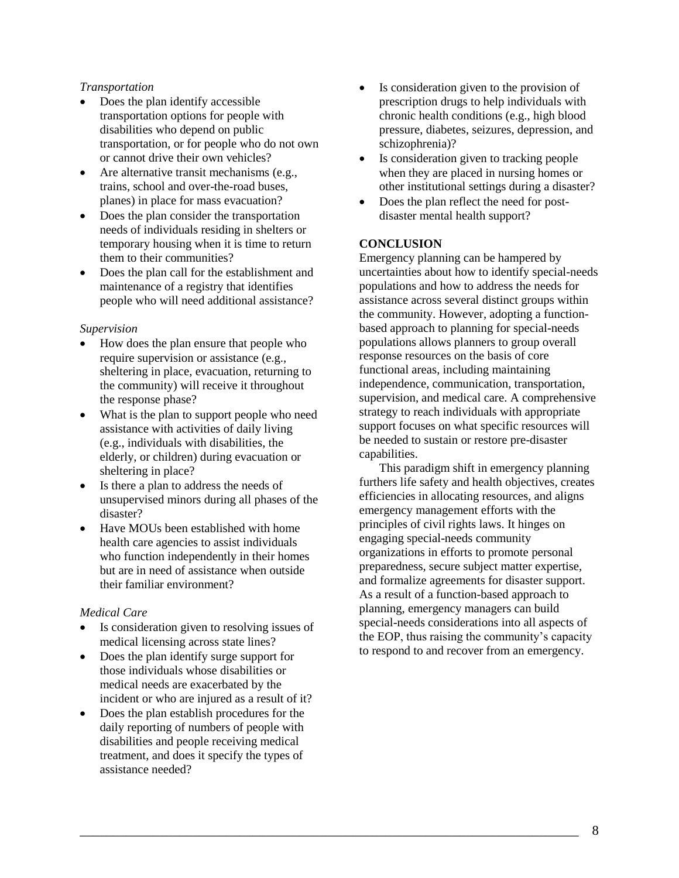*Transportation*

- Does the plan identify accessible transportation options for people with disabilities who depend on public transportation, or for people who do not own or cannot drive their own vehicles?
- Are alternative transit mechanisms (e.g., trains, school and over-the-road buses, planes) in place for mass evacuation?
- Does the plan consider the transportation needs of individuals residing in shelters or temporary housing when it is time to return them to their communities?
- Does the plan call for the establishment and maintenance of a registry that identifies people who will need additional assistance?

*Supervision*

- How does the plan ensure that people who require supervision or assistance (e.g., sheltering in place, evacuation, returning to the community) will receive it throughout the response phase?
- What is the plan to support people who need assistance with activities of daily living (e.g., individuals with disabilities, the elderly, or children) during evacuation or sheltering in place?
- Is there a plan to address the needs of unsupervised minors during all phases of the disaster?
- Have MOUs been established with home health care agencies to assist individuals who function independently in their homes but are in need of assistance when outside their familiar environment?

*Medical Care*

- Is consideration given to resolving issues of medical licensing across state lines?
- Does the plan identify surge support for those individuals whose disabilities or medical needs are exacerbated by the incident or who are injured as a result of it?
- Does the plan establish procedures for the daily reporting of numbers of people with disabilities and people receiving medical treatment, and does it specify the types of assistance needed?
- Is consideration given to the provision of prescription drugs to help individuals with chronic health conditions (e.g., high blood pressure, diabetes, seizures, depression, and schizophrenia)?
- Is consideration given to tracking people when they are placed in nursing homes or other institutional settings during a disaster?
- Does the plan reflect the need for post-disaster mental health support?

**CONCLUSION**

Emergency planning can be hampered by uncertainties about how to identify special-needs populations and how to address the needs for assistance across several distinct groups within the community. However, adopting a function-based approach to planning for special-needs populations allows planners to group overall response resources on the basis of core functional areas, including maintaining independence, communication, transportation, supervision, and medical care. A comprehensive strategy to reach individuals with appropriate support focuses on what specific resources will be needed to sustain or restore pre-disaster capabilities.

This paradigm shift in emergency planning furthers life safety and health objectives, creates efficiencies in allocating resources, and aligns emergency management efforts with the principles of civil rights laws. It hinges on engaging special-needs community organizations in efforts to promote personal preparedness, secure subject matter expertise, and formalize agreements for disaster support. As a result of a function-based approach to planning, emergency managers can build special-needs considerations into all aspects of the EOP, thus raising the community's capacity to respond to and recover from an emergency.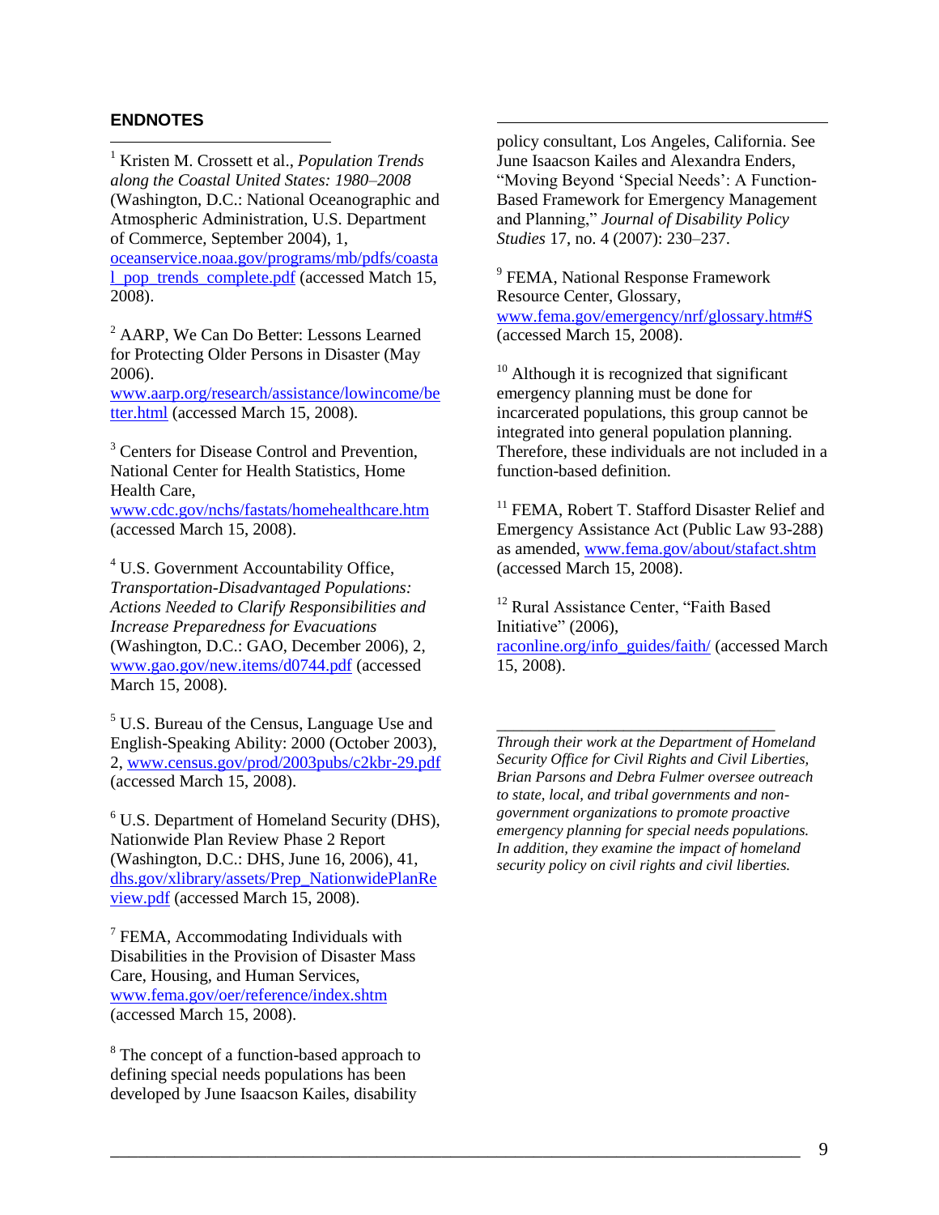## ENDNOTES

[1] Kristen M. Crossett et al., *Population Trends along the Coastal United States: 1980–2008* (Washington, D.C.: National Oceanographic and Atmospheric Administration, U.S. Department of Commerce, September 2004), 1, oceanservice.noaa.gov/programs/mb/pdfs/coastal_pop_trends_complete.pdf (accessed Match 15, 2008).

[2] AARP, We Can Do Better: Lessons Learned for Protecting Older Persons in Disaster (May 2006). www.aarp.org/research/assistance/lowincome/better.html (accessed March 15, 2008).

[3] Centers for Disease Control and Prevention, National Center for Health Statistics, Home Health Care, www.cdc.gov/nchs/fastats/homehealthcare.htm (accessed March 15, 2008).

[4] U.S. Government Accountability Office, *Transportation-Disadvantaged Populations: Actions Needed to Clarify Responsibilities and Increase Preparedness for Evacuations* (Washington, D.C.: GAO, December 2006), 2, www.gao.gov/new.items/d0744.pdf (accessed March 15, 2008).

[5] U.S. Bureau of the Census, Language Use and English-Speaking Ability: 2000 (October 2003), 2, www.census.gov/prod/2003pubs/c2kbr-29.pdf (accessed March 15, 2008).

[6] U.S. Department of Homeland Security (DHS), Nationwide Plan Review Phase 2 Report (Washington, D.C.: DHS, June 16, 2006), 41, dhs.gov/xlibrary/assets/Prep_NationwidePlanReview.pdf (accessed March 15, 2008).

[7] FEMA, Accommodating Individuals with Disabilities in the Provision of Disaster Mass Care, Housing, and Human Services, www.fema.gov/oer/reference/index.shtm (accessed March 15, 2008).

[8] The concept of a function-based approach to defining special needs populations has been developed by June Isaacson Kailes, disability policy consultant, Los Angeles, California. See June Isaacson Kailes and Alexandra Enders, "Moving Beyond 'Special Needs': A Function-Based Framework for Emergency Management and Planning," *Journal of Disability Policy Studies* 17, no. 4 (2007): 230–237.

[9] FEMA, National Response Framework Resource Center, Glossary, www.fema.gov/emergency/nrf/glossary.htm#S (accessed March 15, 2008).

[10] Although it is recognized that significant emergency planning must be done for incarcerated populations, this group cannot be integrated into general population planning. Therefore, these individuals are not included in a function-based definition.

[11] FEMA, Robert T. Stafford Disaster Relief and Emergency Assistance Act (Public Law 93-288) as amended, www.fema.gov/about/stafact.shtm (accessed March 15, 2008).

[12] Rural Assistance Center, "Faith Based Initiative" (2006), raconline.org/info_guides/faith/ (accessed March 15, 2008).

---

*Through their work at the Department of Homeland Security Office for Civil Rights and Civil Liberties, Brian Parsons and Debra Fulmer oversee outreach to state, local, and tribal governments and non-government organizations to promote proactive emergency planning for special needs populations. In addition, they examine the impact of homeland security policy on civil rights and civil liberties.*